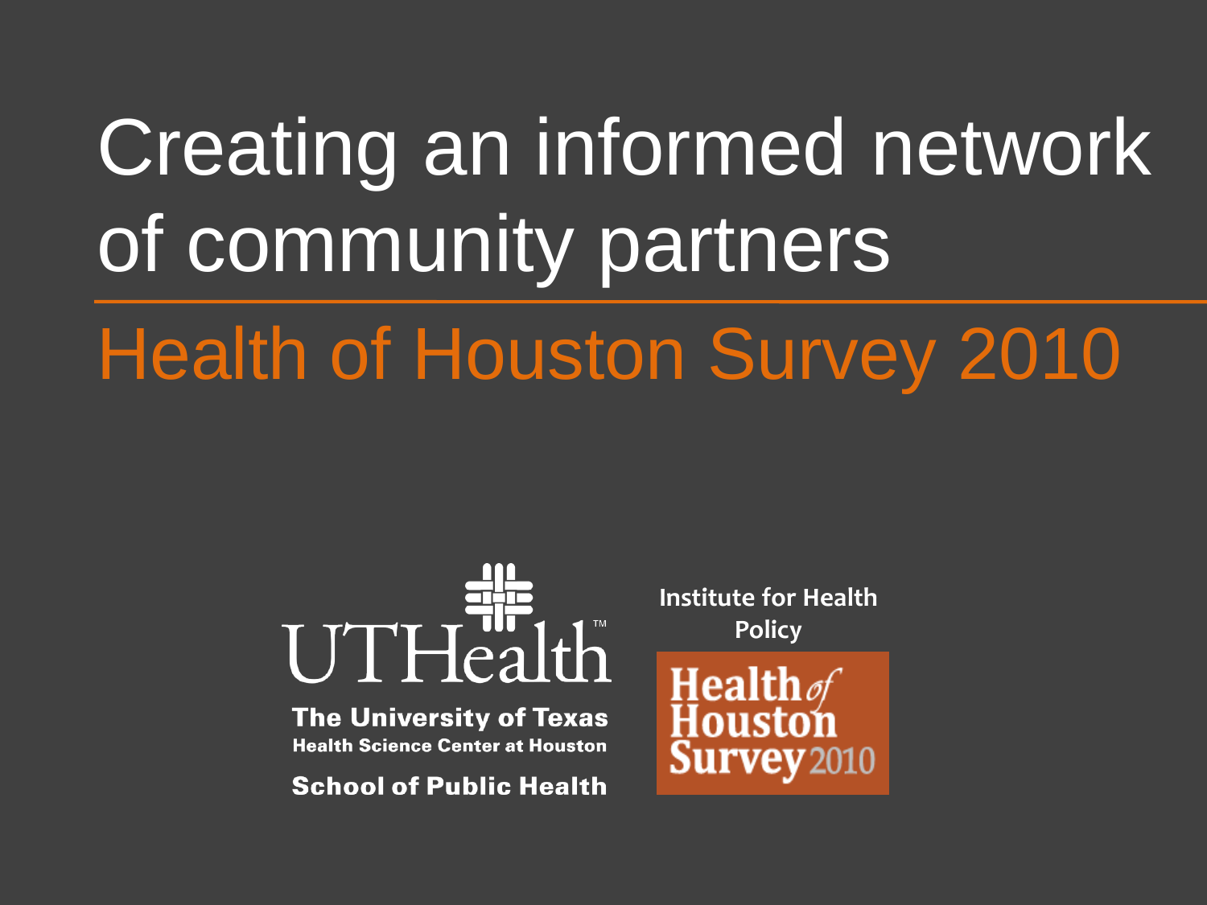# Creating an informed network of community partners

## Health of Houston Survey 2010

UTHealth™

The University of Texas
Health Science Center at Houston

School of Public Health

Institute for Health Policy

Health of Houston Survey 2010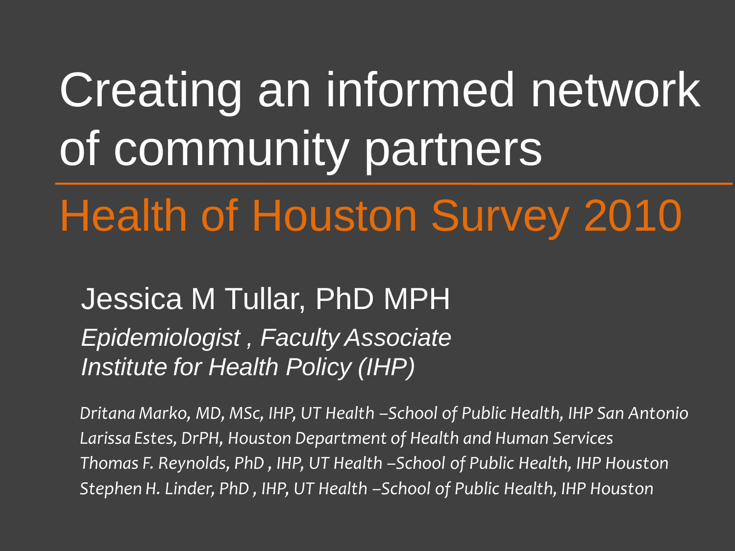# Creating an informed network of community partners

## Health of Houston Survey 2010

Jessica M Tullar, PhD MPH

*Epidemiologist , Faculty Associate*
*Institute for Health Policy (IHP)*

*Dritana Marko, MD, MSc, IHP, UT Health –School of Public Health, IHP San Antonio*
*Larissa Estes, DrPH, Houston Department of Health and Human Services*
*Thomas F. Reynolds, PhD , IHP, UT Health –School of Public Health, IHP Houston*
*Stephen H. Linder, PhD , IHP, UT Health –School of Public Health, IHP Houston*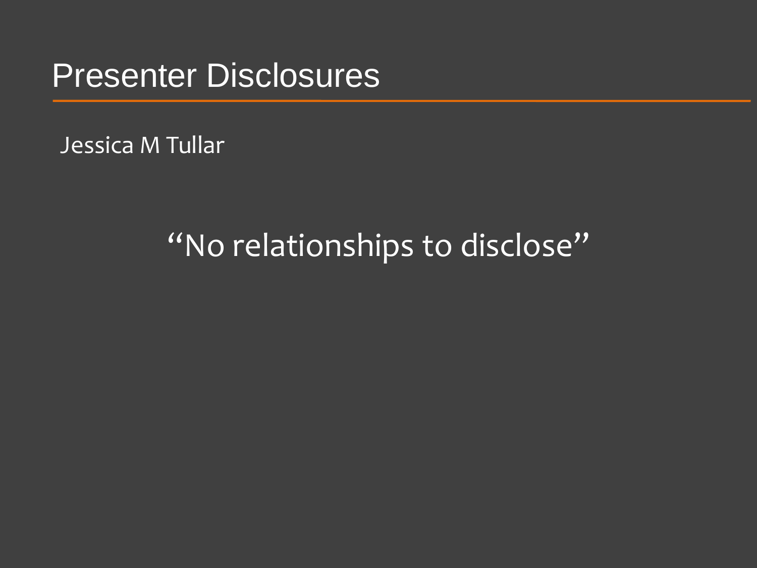# Presenter Disclosures

Jessica M Tullar

"No relationships to disclose"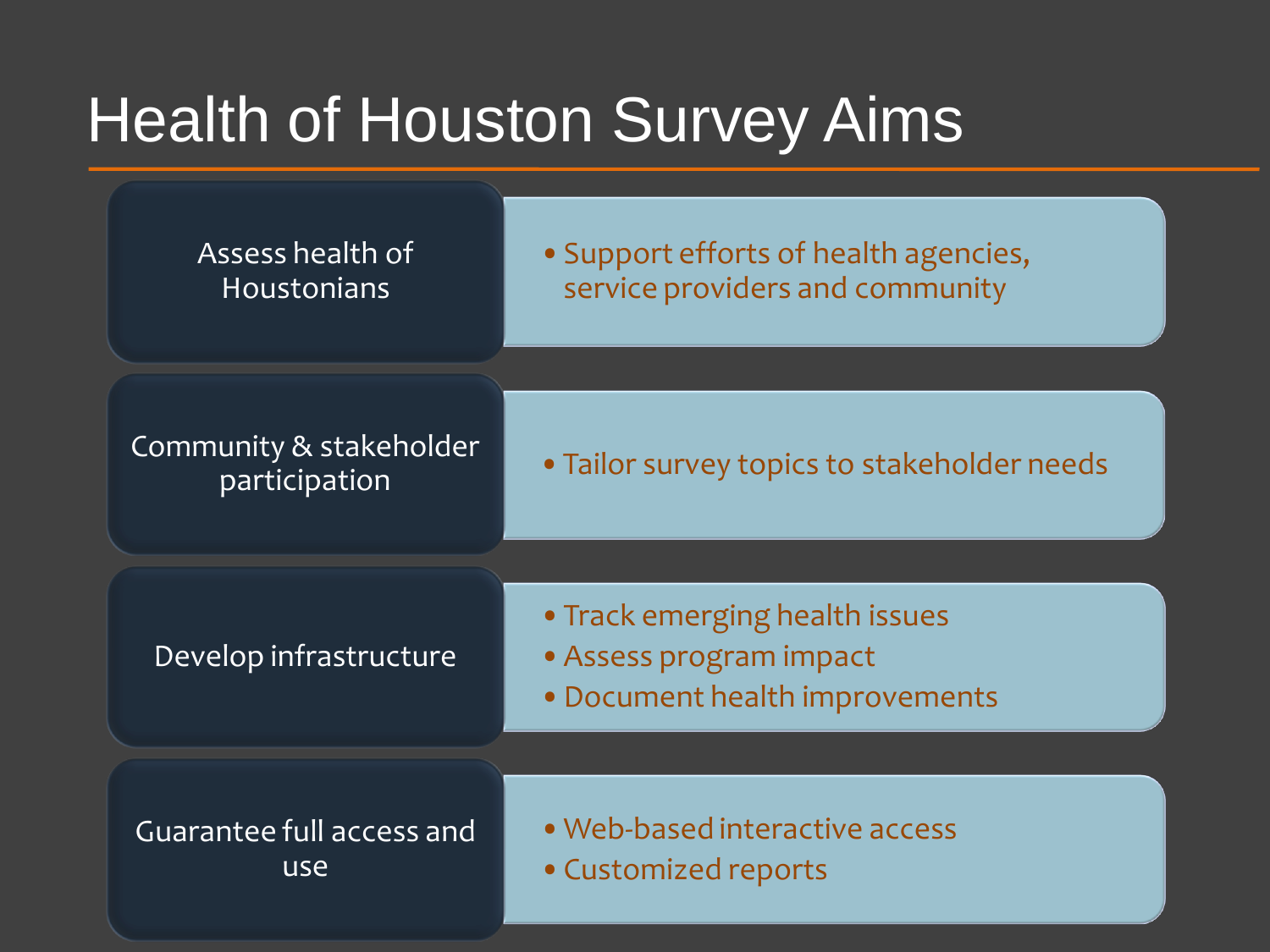# Health of Houston Survey Aims

| Aim | Details |
| --- | --- |
| Assess health of Houstonians | • Support efforts of health agencies, service providers and community |
| Community & stakeholder participation | • Tailor survey topics to stakeholder needs |
| Develop infrastructure | • Track emerging health issues<br>• Assess program impact<br>• Document health improvements |
| Guarantee full access and use | • Web-based interactive access<br>• Customized reports |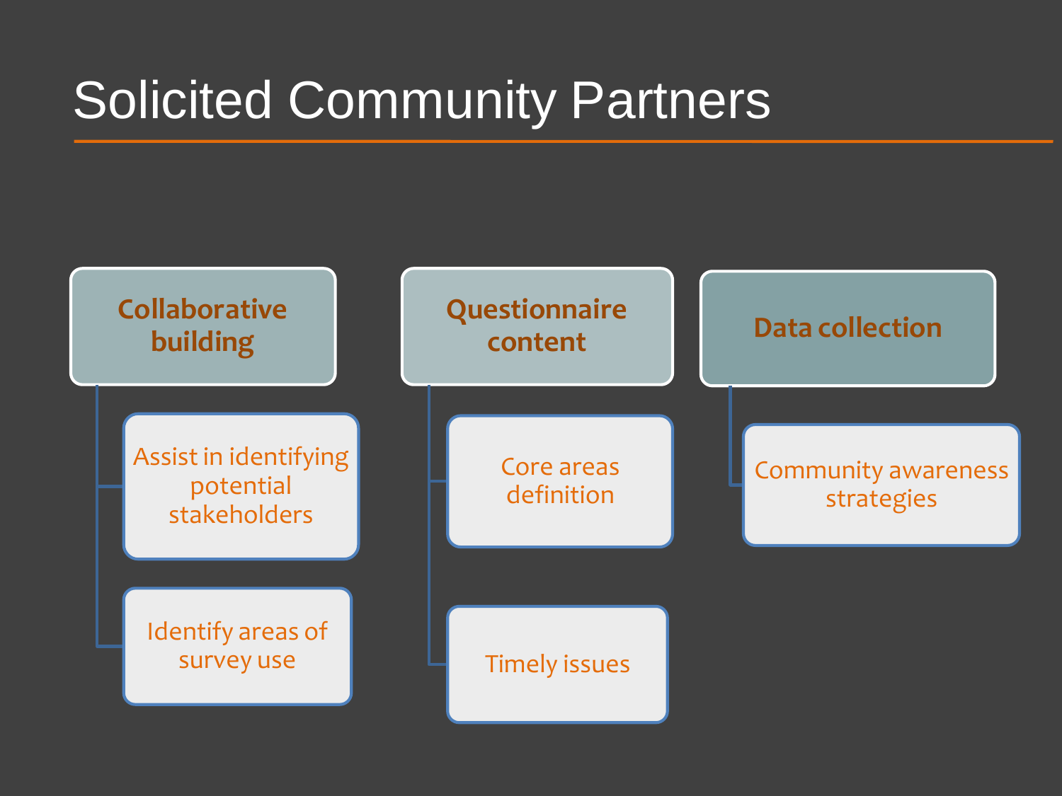# Solicited Community Partners

- **Collaborative building**
  - Assist in identifying potential stakeholders
  - Identify areas of survey use
- **Questionnaire content**
  - Core areas definition
  - Timely issues
- **Data collection**
  - Community awareness strategies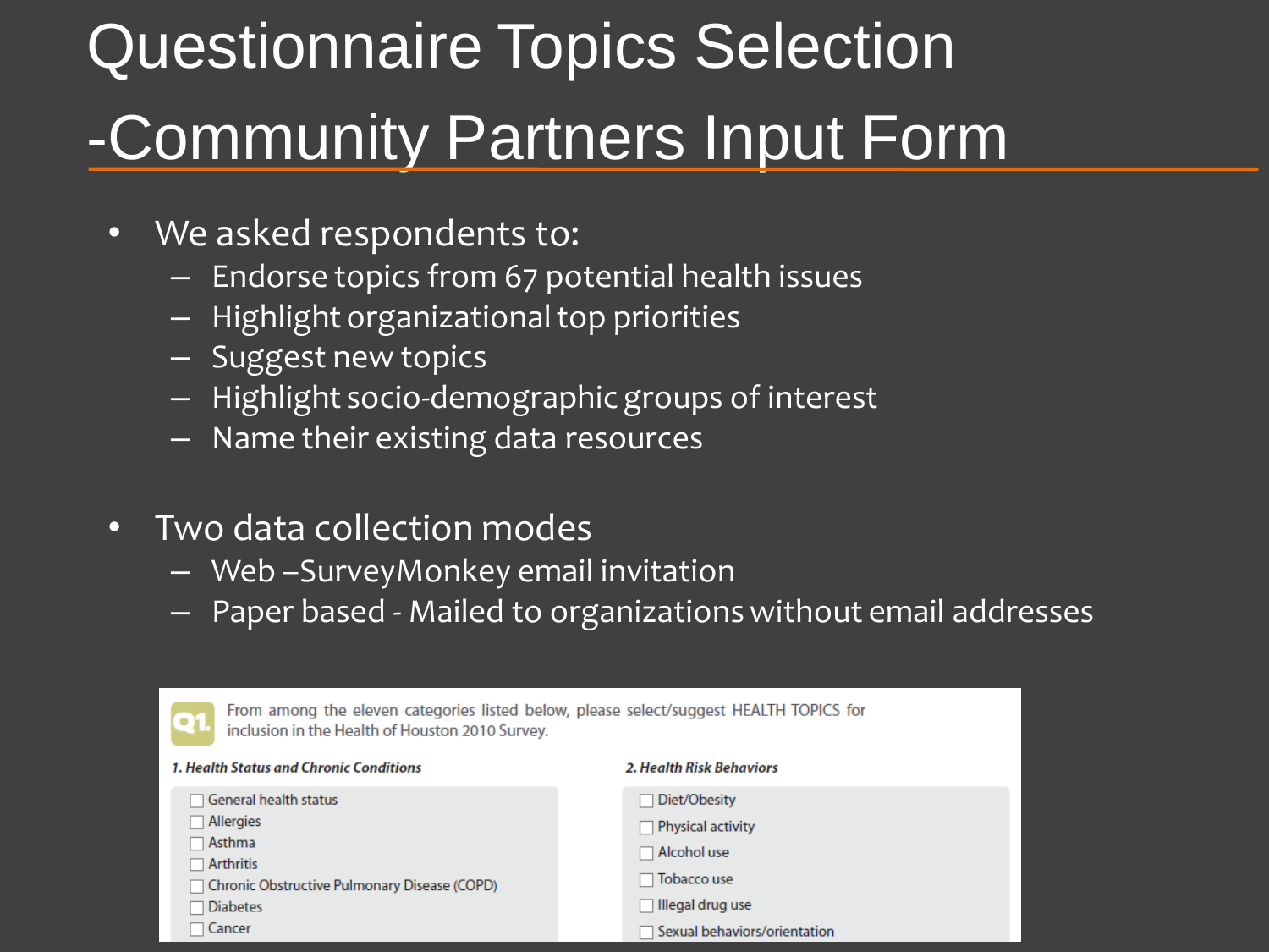# Questionnaire Topics Selection -Community Partners Input Form

- We asked respondents to:
  - Endorse topics from 67 potential health issues
  - Highlight organizational top priorities
  - Suggest new topics
  - Highlight socio-demographic groups of interest
  - Name their existing data resources
- Two data collection modes
  - Web –SurveyMonkey email invitation
  - Paper based - Mailed to organizations without email addresses

**Q1.** From among the eleven categories listed below, please select/suggest HEALTH TOPICS for inclusion in the Health of Houston 2010 Survey.

***1. Health Status and Chronic Conditions***

- ☐ General health status
- ☐ Allergies
- ☐ Asthma
- ☐ Arthritis
- ☐ Chronic Obstructive Pulmonary Disease (COPD)
- ☐ Diabetes
- ☐ Cancer

***2. Health Risk Behaviors***

- ☐ Diet/Obesity
- ☐ Physical activity
- ☐ Alcohol use
- ☐ Tobacco use
- ☐ Illegal drug use
- ☐ Sexual behaviors/orientation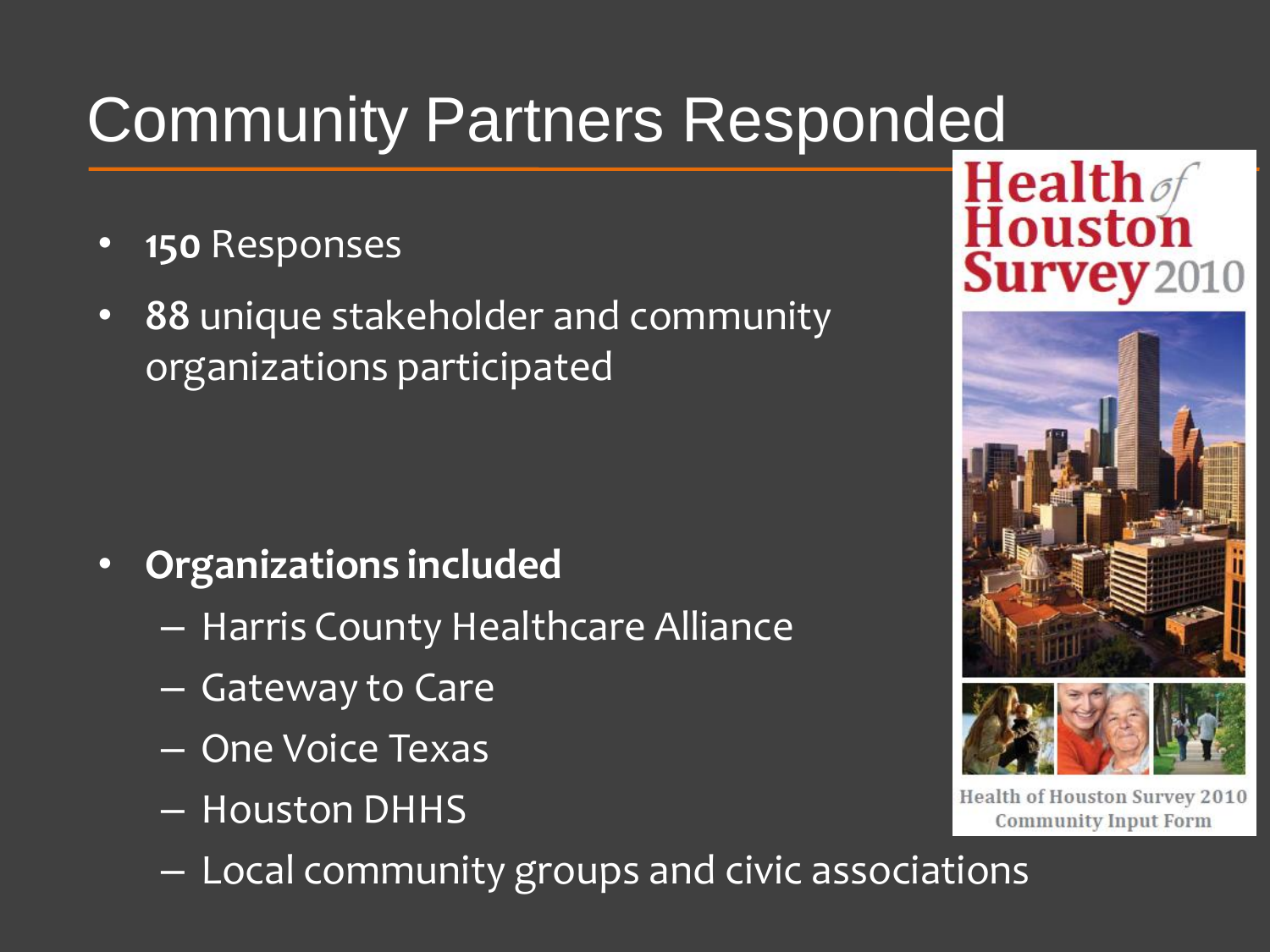# Community Partners Responded

- **150** Responses
- **88** unique stakeholder and community organizations participated
- **Organizations included**
  - Harris County Healthcare Alliance
  - Gateway to Care
  - One Voice Texas
  - Houston DHHS
  - Local community groups and civic associations

Health of Houston Survey 2010

Health of Houston Survey 2010 Community Input Form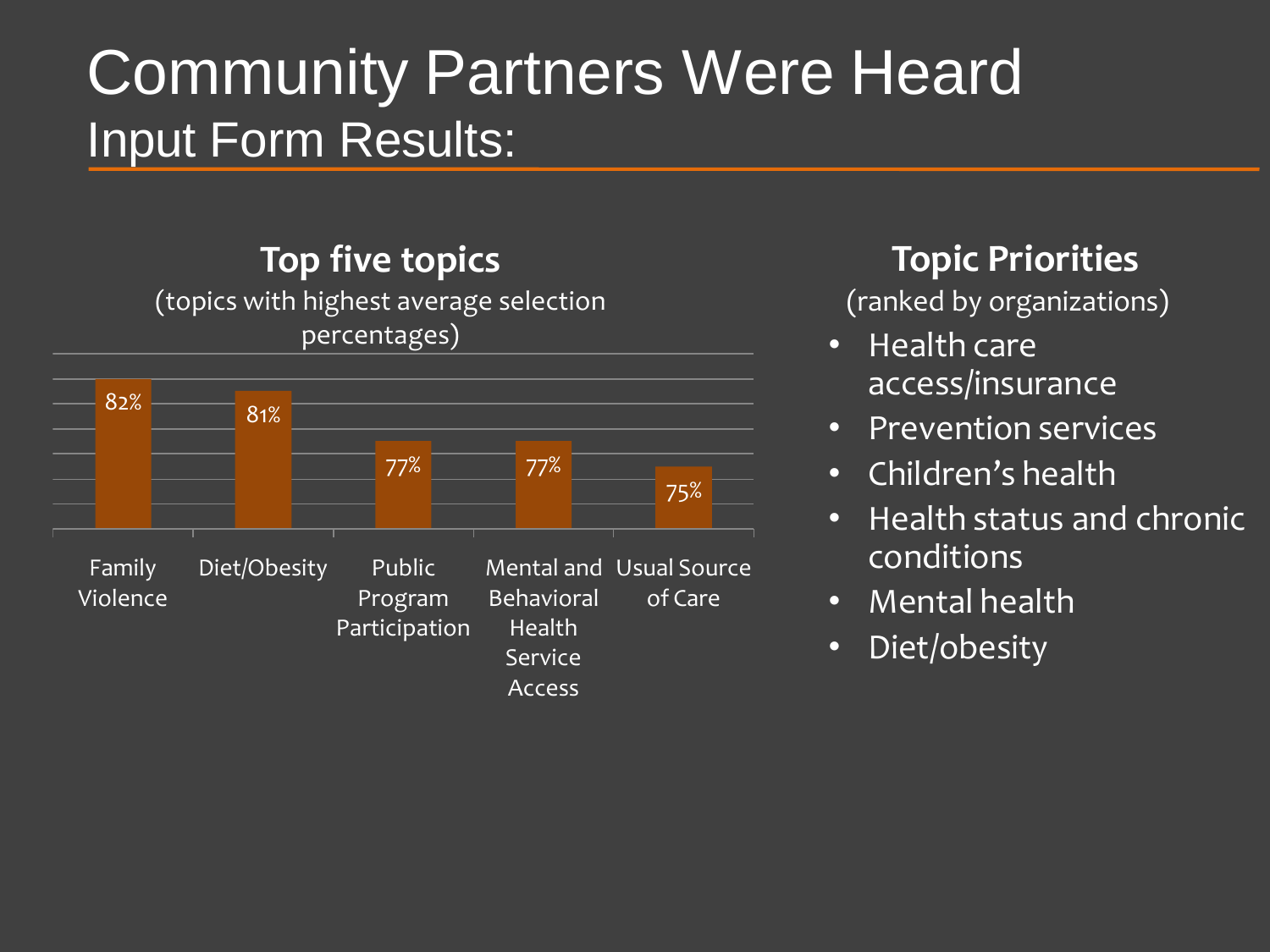# Community Partners Were Heard

## Input Form Results:

### Top five topics

(topics with highest average selection percentages)

| Topic | Percentage |
| --- | --- |
| Family Violence | 82% |
| Diet/Obesity | 81% |
| Public Program Participation | 77% |
| Mental and Behavioral Health Service Access | 77% |
| Usual Source of Care | 75% |

### Topic Priorities

(ranked by organizations)

- Health care access/insurance
- Prevention services
- Children's health
- Health status and chronic conditions
- Mental health
- Diet/obesity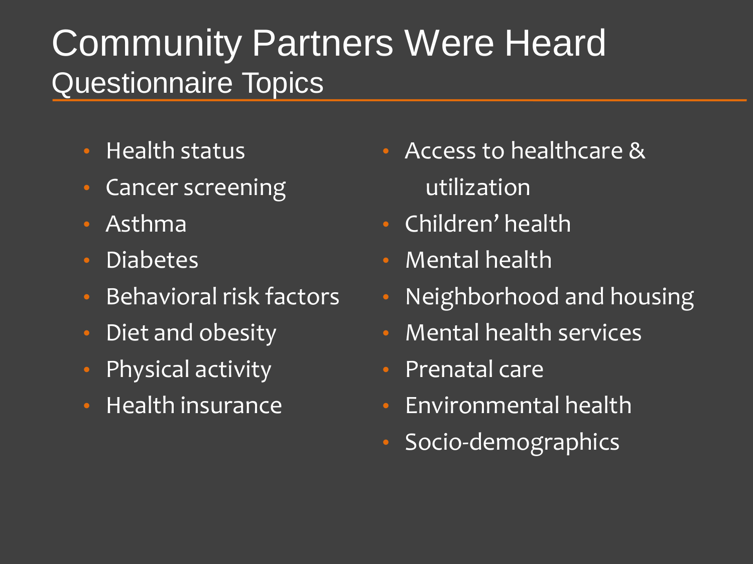# Community Partners Were Heard

## Questionnaire Topics

- Health status
- Cancer screening
- Asthma
- Diabetes
- Behavioral risk factors
- Diet and obesity
- Physical activity
- Health insurance
- Access to healthcare & utilization
- Children' health
- Mental health
- Neighborhood and housing
- Mental health services
- Prenatal care
- Environmental health
- Socio-demographics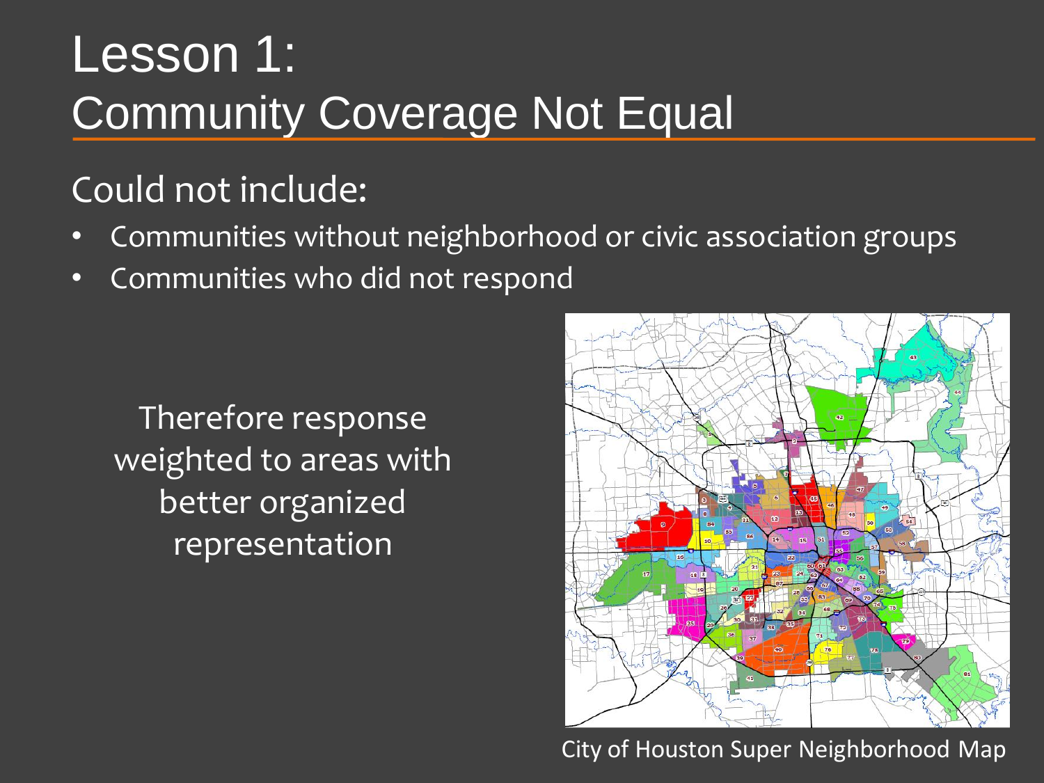# Lesson 1:
## Community Coverage Not Equal

Could not include:

- Communities without neighborhood or civic association groups
- Communities who did not respond

Therefore response weighted to areas with better organized representation

City of Houston Super Neighborhood Map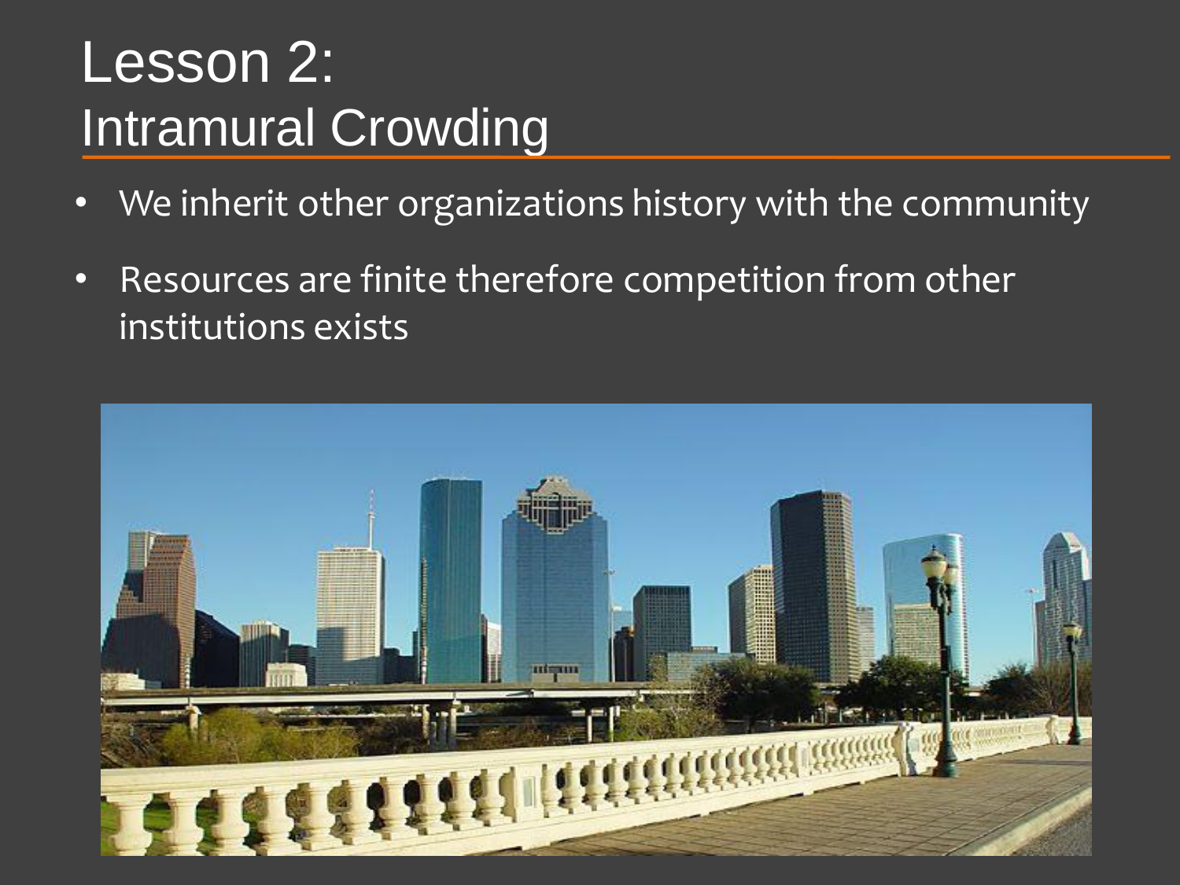# Lesson 2:
## Intramural Crowding

- We inherit other organizations history with the community
- Resources are finite therefore competition from other institutions exists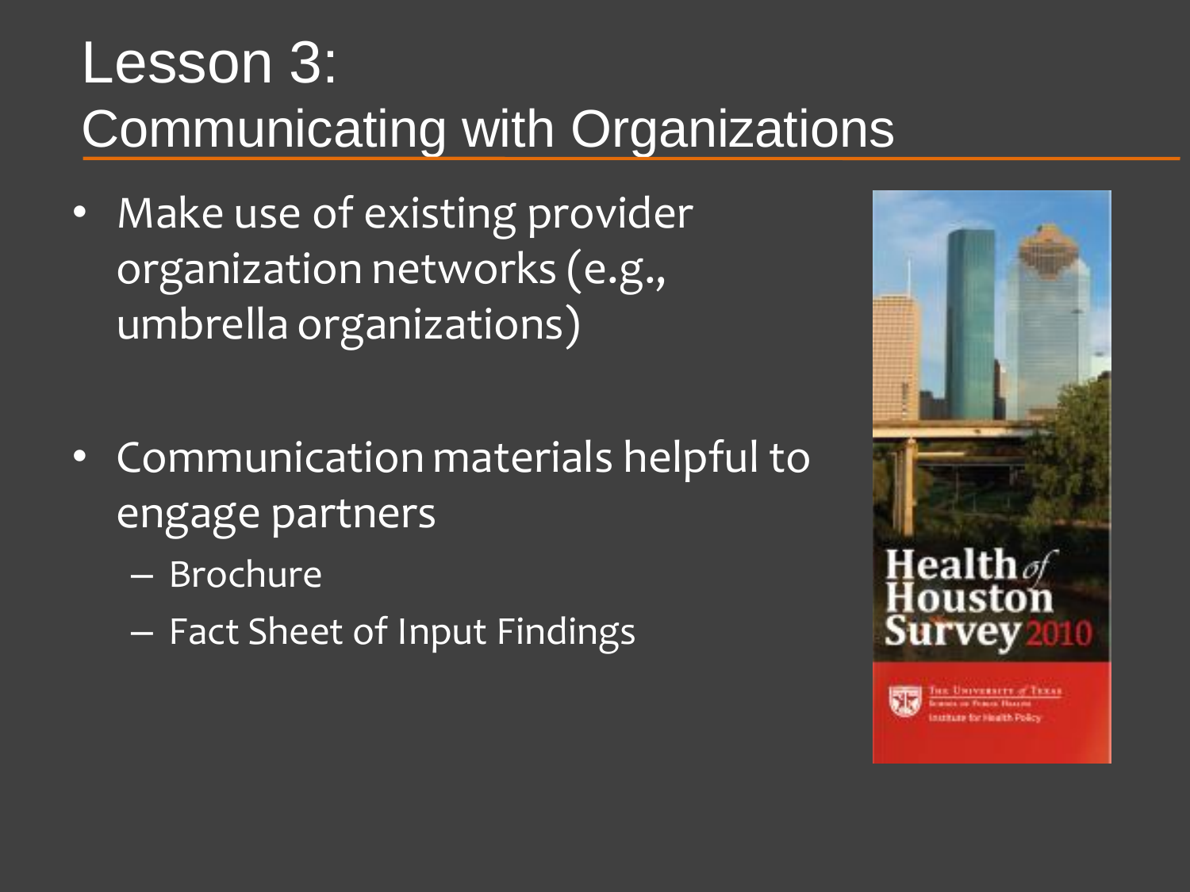# Lesson 3:
## Communicating with Organizations

- Make use of existing provider organization networks (e.g., umbrella organizations)

- Communication materials helpful to engage partners
  - Brochure
  - Fact Sheet of Input Findings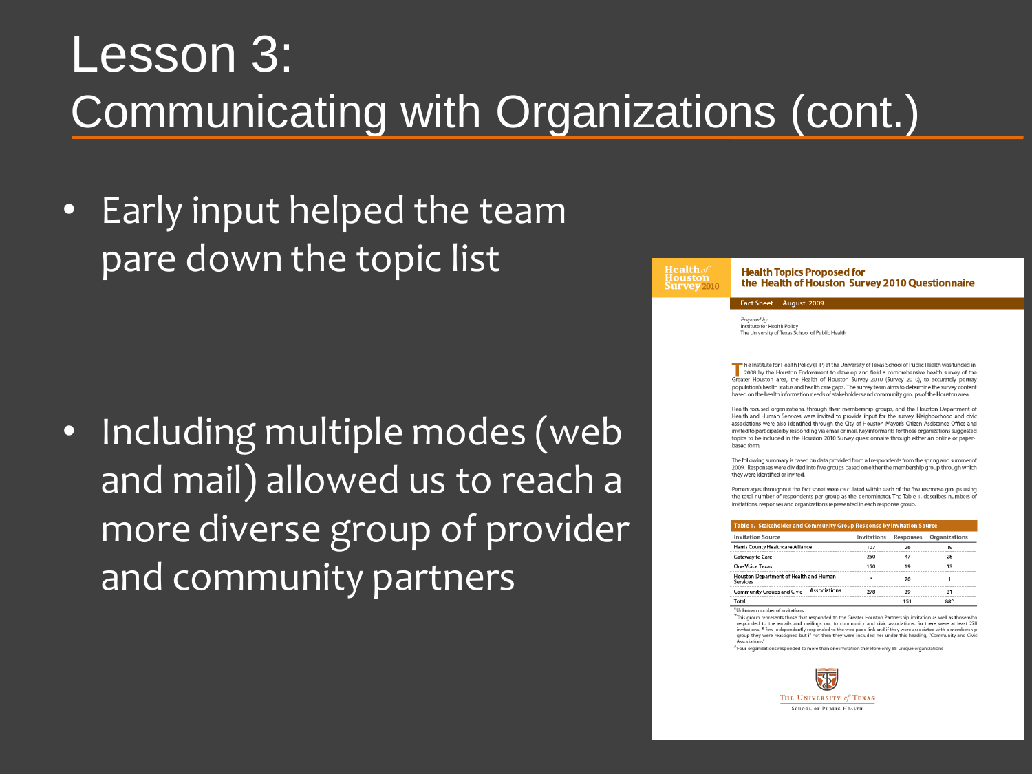# Lesson 3: Communicating with Organizations (cont.)

- Early input helped the team pare down the topic list
- Including multiple modes (web and mail) allowed us to reach a more diverse group of provider and community partners

**Health of Houston Survey 2010**

## Health Topics Proposed for the Health of Houston Survey 2010 Questionnaire

Fact Sheet | August 2009

*Prepared by:*
Institute for Health Policy
The University of Texas School of Public Health

The Institute for Health Policy (IHP) at the University of Texas School of Public Health was funded in 2008 by the Houston Endowment to develop and field a comprehensive health survey of the Greater Houston area, the Health of Houston Survey 2010 (Survey 2010), to accurately portray population's health status and health care gaps. The survey team aims to determine the survey content based on the health information needs of stakeholders and community groups of the Houston area.

Health focused organizations, through their membership groups, and the Houston Department of Health and Human Services were invited to provide input for the survey. Neighborhood and civic associations were also identified through the City of Houston Mayor's Citizen Assistance Office and invited to participate by responding via email or mail. Key informants for those organizations suggested topics to be included in the Houston 2010 Survey questionnaire through either an online or paper-based form.

The following summary is based on data provided from all respondents from the spring and summer of 2009. Responses were divided into five groups based on either the membership group through which they were identified or invited.

Percentages throughout the fact sheet were calculated within each of the five response groups using the total number of respondents per group as the denominator. The Table 1. describes numbers of invitations, responses and organizations represented in each response group.

**Table 1. Stakeholder and Community Group Response by Invitation Source**

| Invitation Source | Invitations | Responses | Organizations |
|---|---|---|---|
| Harris County Healthcare Alliance | 107 | 26 | 19 |
| Gateway to Care | 250 | 47 | 28 |
| One Voice Texas | 150 | 19 | 13 |
| Houston Department of Health and Human Services | * | 20 | 1 |
| Community Groups and Civic Associations+ | 278 | 39 | 31 |
| Total | | 151 | 88^ |

*Unknown number of invitations

+This group represents those that responded to the Greater Houston Partnership invitation as well as those who responded to the emails and mailings out to community and civic associations. So there were at least 278 invitations. A few independently responded to the web page link and if they were associated with a membership group they were reassigned but if not then they were included her under this heading, "Community and Civic Associations"

^Four organizations responded to more than one invitation therefore only 88 unique organizations

The University of Texas School of Public Health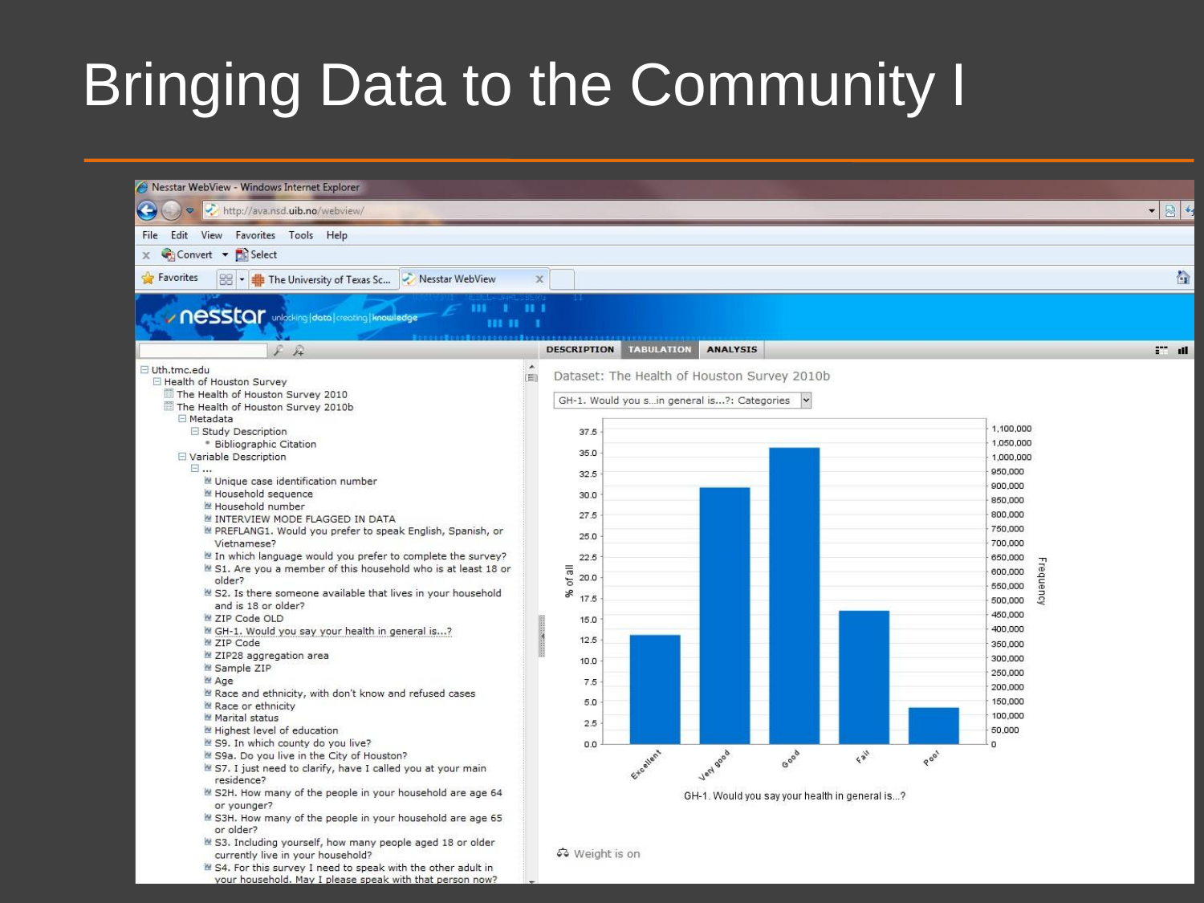# Bringing Data to the Community I

Nesstar WebView - Windows Internet Explorer

http://ava.nsd.uib.no/webview/

DESCRIPTION | TABULATION | ANALYSIS

- Uth.tmc.edu
  - Health of Houston Survey
    - The Health of Houston Survey 2010
    - The Health of Houston Survey 2010b
      - Metadata
        - Study Description
          - Bibliographic Citation
        - Variable Description
          - ...
            - Unique case identification number
            - Household sequence
            - Household number
            - INTERVIEW MODE FLAGGED IN DATA
            - PREFLANG1. Would you prefer to speak English, Spanish, or Vietnamese?
            - In which language would you prefer to complete the survey?
            - S1. Are you a member of this household who is at least 18 or older?
            - S2. Is there someone available that lives in your household and is 18 or older?
            - ZIP Code OLD
            - GH-1. Would you say your health in general is...?
            - ZIP Code
            - ZIP28 aggregation area
            - Sample ZIP
            - Age
            - Race and ethnicity, with don't know and refused cases
            - Race or ethnicity
            - Marital status
            - Highest level of education
            - S9. In which county do you live?
            - S9a. Do you live in the City of Houston?
            - S7. I just need to clarify, have I called you at your main residence?
            - S2H. How many of the people in your household are age 64 or younger?
            - S3H. How many of the people in your household are age 65 or older?
            - S3. Including yourself, how many people aged 18 or older currently live in your household?
            - S4. For this survey I need to speak with the other adult in your household. May I please speak with that person now?

Dataset: The Health of Houston Survey 2010b

GH-1. Would you s...in general is...?: Categories

GH-1. Would you say your health in general is...?

Weight is on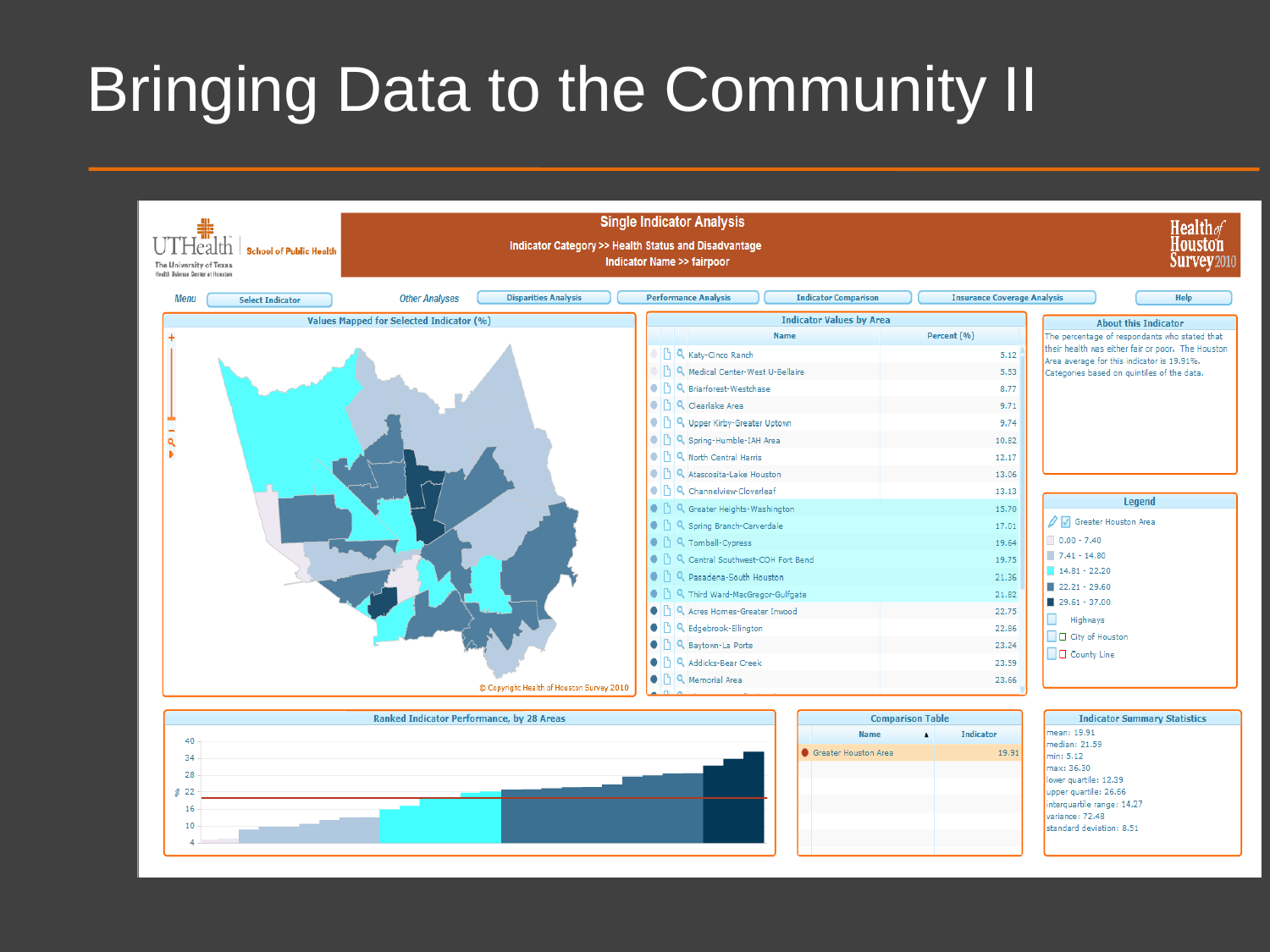# Bringing Data to the Community II

UTHealth | School of Public Health
The University of Texas Health Science Center at Houston

## Single Indicator Analysis

Indicator Category >> Health Status and Disadvantage
Indicator Name >> fairpoor

Health of Houston Survey 2010

Menu: Select Indicator | Other Analyses: Disparities Analysis | Performance Analysis | Indicator Comparison | Insurance Coverage Analysis | Help

### Values Mapped for Selected Indicator (%)

© Copyright Health of Houston Survey 2010

### Indicator Values by Area

| Name | Percent (%) |
|---|---|
| Katy-Cinco Ranch | 5.12 |
| Medical Center-West U-Bellaire | 5.53 |
| Briarforest-Westchase | 8.77 |
| Clearlake Area | 9.71 |
| Upper Kirby-Greater Uptown | 9.74 |
| Spring-Humble-IAH Area | 10.82 |
| North Central Harris | 12.17 |
| Atascosita-Lake Houston | 13.06 |
| Channelview-Cloverleaf | 13.13 |
| Greater Heights-Washington | 15.70 |
| Spring Branch-Carverdale | 17.01 |
| Tomball-Cypress | 19.64 |
| Central Southwest-COH Fort Bend | 19.75 |
| Pasadena-South Houston | 21.36 |
| Third Ward-MacGregor-Gulfgate | 21.82 |
| Acres Homes-Greater Inwood | 22.75 |
| Edgebrook-Ellington | 22.86 |
| Baytown-La Porte | 23.24 |
| Addicks-Bear Creek | 23.59 |
| Memorial Area | 23.66 |

### About this Indicator

The percentage of respondants who stated that their health was either fair or poor. The Houston Area average for this indicator is 19.91%. Categories based on quintiles of the data.

### Legend

- Greater Houston Area
- 0.00 - 7.40
- 7.41 - 14.80
- 14.81 - 22.20
- 22.21 - 29.60
- 29.61 - 37.00
- Highways
- City of Houston
- County Line

### Ranked Indicator Performance, by 28 Areas

### Comparison Table

| Name | Indicator |
|---|---|
| Greater Houston Area | 19.91 |

### Indicator Summary Statistics

mean: 19.91
median: 21.59
min: 5.12
max: 36.30
lower quartile: 12.39
upper quartile: 26.66
interquartile range: 14.27
variance: 72.48
standard deviation: 8.51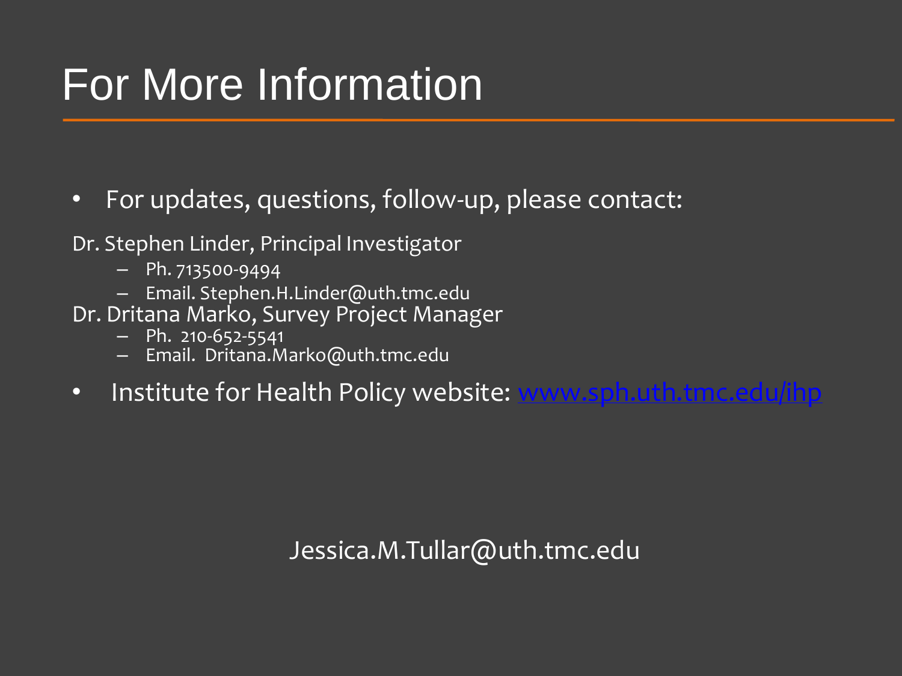# For More Information

- For updates, questions, follow-up, please contact:

Dr. Stephen Linder, Principal Investigator

- Ph. 713500-9494
- Email. Stephen.H.Linder@uth.tmc.edu

Dr. Dritana Marko, Survey Project Manager

- Ph. 210-652-5541
- Email. Dritana.Marko@uth.tmc.edu

- Institute for Health Policy website: [www.sph.uth.tmc.edu/ihp](www.sph.uth.tmc.edu/ihp)

Jessica.M.Tullar@uth.tmc.edu